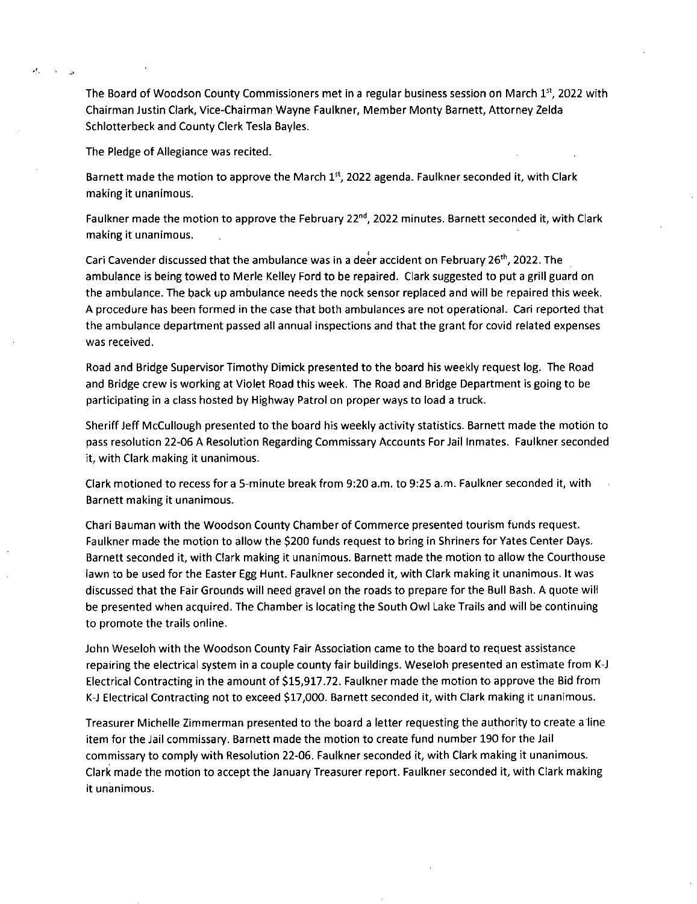The Board of Woodson County Commissioners met in a regular business session on March 1st, 2022 with Chairman Justin Clark, Vice-Chairman Wayne Faulkner, Member Monty Barnett, Attorney Zelda Schlotterbeck and County Clerk Tesla Bayles.

The Pledge of Allegiance was recited.

Barnett made the motion to approve the March 1st, 2022 agenda. Faulkner seconded it, with Clark making it unanimous.

Faulkner made the motion to approve the February 22nd, 2022 minutes. Barnett seconded it, with Clark making it unanimous.

Cari Cavender discussed that the ambulance was in a deer accident on February 26th, 2022. The ambulance is being towed to Merle Kelley Ford to be repaired. Clark suggested to put a grill guard on the ambulance. The back up ambulance needs the nock sensor replaced and will be repaired this week. A procedure has been formed in the case that both ambulances are not operational. Cari reported that the ambulance department passed all annual inspections and that the grant for covid related expenses was received.

Road and Bridge Supervisor Timothy Dimick presented to the board his weekly request log. The Road and Bridge crew is working at Violet Road this week. The Road and Bridge Department is going to be participating in a class hosted by Highway Patrol on proper ways to load a truck.

Sheriff Jeff McCullough presented to the board his weekly activity statistics. Barnett made the motion to pass resolution 22-06 A Resolution Regarding Commissary Accounts For Jail Inmates. Faulkner seconded it, with Clark making it unanimous.

Clark motioned to recess for a 5-minute break from 9:20 a.m. to 9:25 a.m. Faulkner seconded it, with Barnett making it unanimous.

Chari Bauman with the Woodson County Chamber of Commerce presented tourism funds request. Faulkner made the motion to allow the $200 funds request to bring in Shriners for Yates Center Days. Barnett seconded it, with Clark making it unanimous. Barnett made the motion to allow the Courthouse lawn to be used for the Easter Egg Hunt. Faulkner seconded it, with Clark making it unanimous. It was discussed that the Fair Grounds will need gravel on the roads to prepare for the Bull Bash. A quote will be presented when acquired. The Chamber is locating the South Owl Lake Trails and will be continuing to promote the trails online.

John Weseloh with the Woodson County Fair Association came to the board to request assistance repairing the electrical system in a couple county fair buildings. Weseloh presented an estimate from K-J Electrical Contracting in the amount of $15,917.72. Faulkner made the motion to approve the Bid from K-J Electrical Contracting not to exceed $17,000. Barnett seconded it, with Clark making it unanimous.

Treasurer Michelle Zimmerman presented to the board a letter requesting the authority to create a line item for the Jail commissary. Barnett made the motion to create fund number 190 for the Jail commissary to comply with Resolution 22-06. Faulkner seconded it, with Clark making it unanimous. Clark made the motion to accept the January Treasurer report. Faulkner seconded it, with Clark making it unanimous.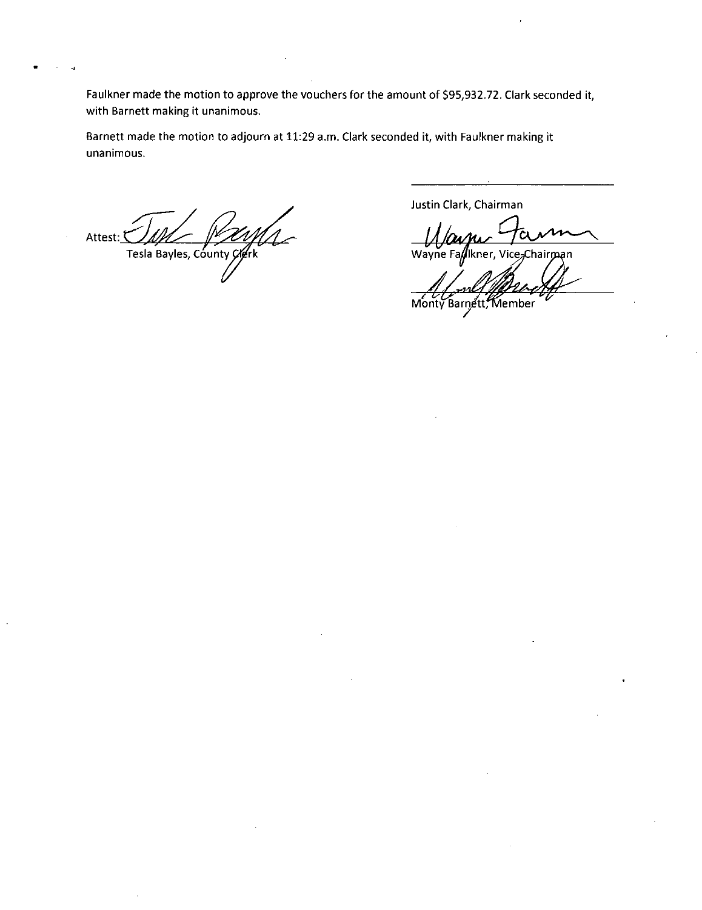Faulkner made the motion to approve the vouchers for the amount of $95,932.72. Clark seconded it, with Barnett making it unanimous.

Barnett made the motion to adjourn at 11:29 a.m. Clark seconded it, with Faulkner making it unanimous.

Attest: ______________________
Tesla Bayles, County Clerk

______________________
Justin Clark, Chairman

______________________
Wayne Faulkner, Vice-Chairman

______________________
Monty Barnett, Member